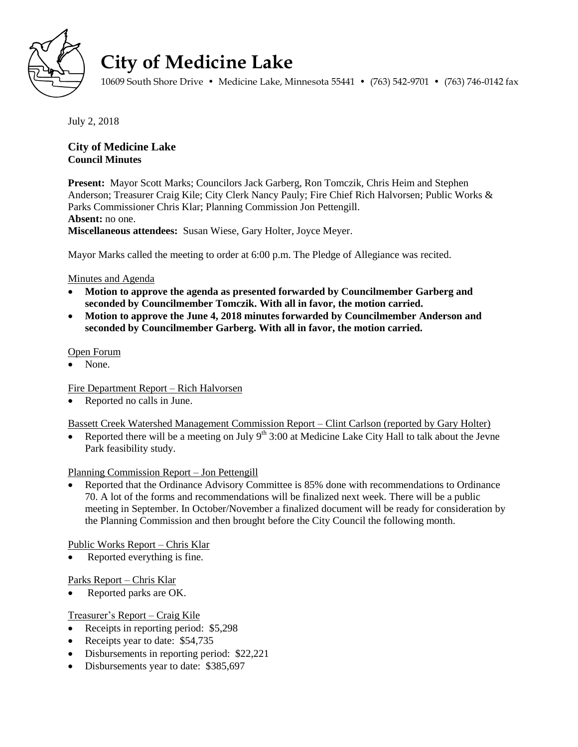// City of Medicine Lake

10609 South Shore Drive • Medicine Lake, Minnesota 55441 • (763) 542-9701 • (763) 746-0142 fax

July 2, 2018

**City of Medicine Lake**
**Council Minutes**

**Present:** Mayor Scott Marks; Councilors Jack Garberg, Ron Tomczik, Chris Heim and Stephen Anderson; Treasurer Craig Kile; City Clerk Nancy Pauly; Fire Chief Rich Halvorsen; Public Works & Parks Commissioner Chris Klar; Planning Commission Jon Pettengill.
**Absent:** no one.
**Miscellaneous attendees:** Susan Wiese, Gary Holter, Joyce Meyer.

Mayor Marks called the meeting to order at 6:00 p.m. The Pledge of Allegiance was recited.

Minutes and Agenda

- **Motion to approve the agenda as presented forwarded by Councilmember Garberg and seconded by Councilmember Tomczik. With all in favor, the motion carried.**
- **Motion to approve the June 4, 2018 minutes forwarded by Councilmember Anderson and seconded by Councilmember Garberg. With all in favor, the motion carried.**

Open Forum

- None.

Fire Department Report – Rich Halvorsen

- Reported no calls in June.

Bassett Creek Watershed Management Commission Report – Clint Carlson (reported by Gary Holter)

- Reported there will be a meeting on July 9th 3:00 at Medicine Lake City Hall to talk about the Jevne Park feasibility study.

Planning Commission Report – Jon Pettengill

- Reported that the Ordinance Advisory Committee is 85% done with recommendations to Ordinance 70. A lot of the forms and recommendations will be finalized next week. There will be a public meeting in September. In October/November a finalized document will be ready for consideration by the Planning Commission and then brought before the City Council the following month.

Public Works Report – Chris Klar

- Reported everything is fine.

Parks Report – Chris Klar

- Reported parks are OK.

Treasurer's Report – Craig Kile

- Receipts in reporting period: $5,298
- Receipts year to date: $54,735
- Disbursements in reporting period: $22,221
- Disbursements year to date: $385,697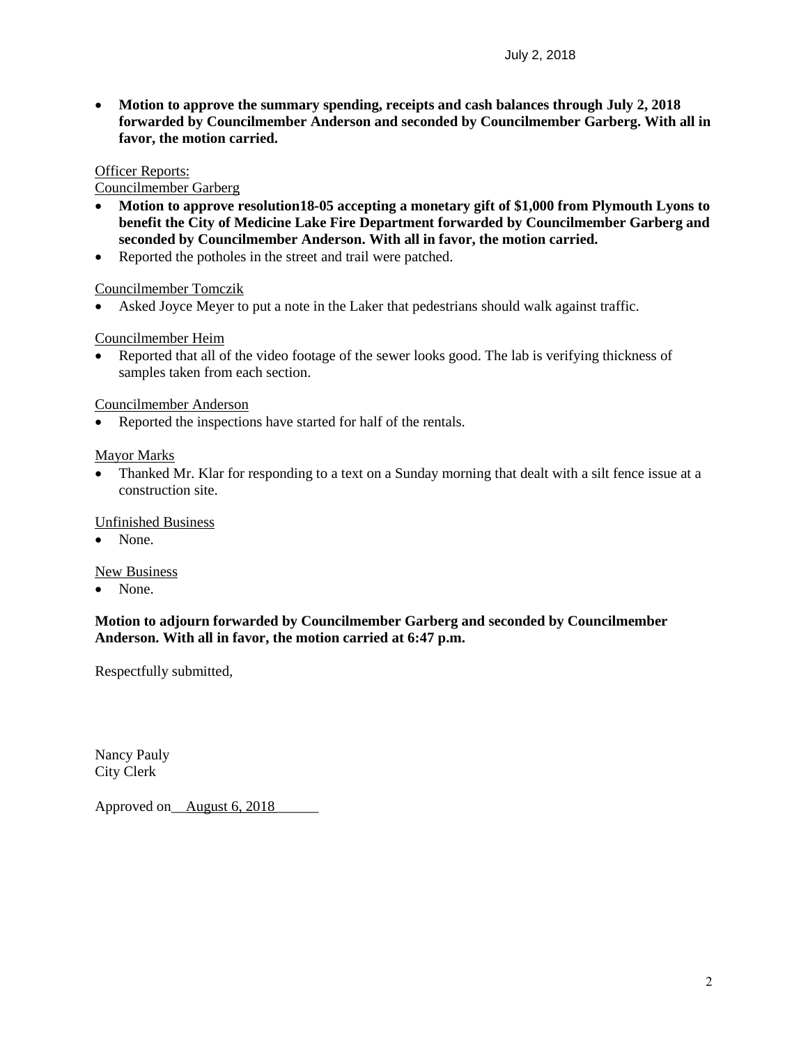- **Motion to approve the summary spending, receipts and cash balances through July 2, 2018 forwarded by Councilmember Anderson and seconded by Councilmember Garberg. With all in favor, the motion carried.**

Officer Reports:

Councilmember Garberg

- **Motion to approve resolution18-05 accepting a monetary gift of $1,000 from Plymouth Lyons to benefit the City of Medicine Lake Fire Department forwarded by Councilmember Garberg and seconded by Councilmember Anderson. With all in favor, the motion carried.**
- Reported the potholes in the street and trail were patched.

Councilmember Tomczik

- Asked Joyce Meyer to put a note in the Laker that pedestrians should walk against traffic.

Councilmember Heim

- Reported that all of the video footage of the sewer looks good. The lab is verifying thickness of samples taken from each section.

Councilmember Anderson

- Reported the inspections have started for half of the rentals.

Mayor Marks

- Thanked Mr. Klar for responding to a text on a Sunday morning that dealt with a silt fence issue at a construction site.

Unfinished Business

- None.

New Business

- None.

**Motion to adjourn forwarded by Councilmember Garberg and seconded by Councilmember Anderson. With all in favor, the motion carried at 6:47 p.m.**

Respectfully submitted,

Nancy Pauly
City Clerk

Approved on\_\_August 6, 2018\_\_\_\_\_\_